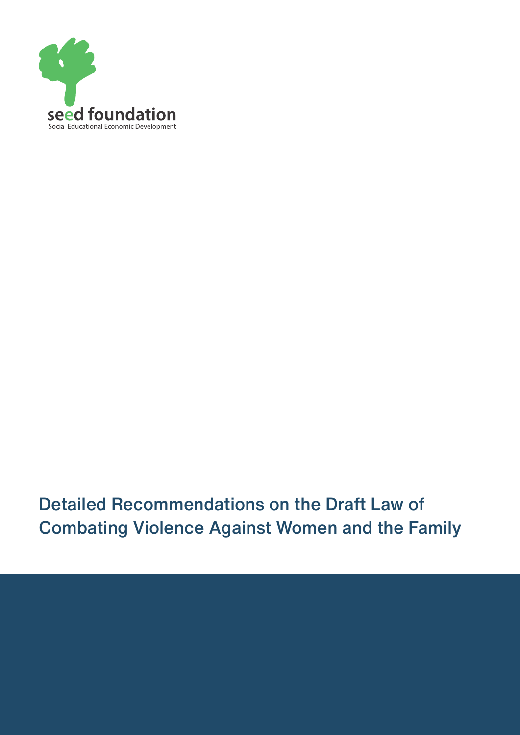seed foundation

Social Educational Economic Development

# Detailed Recommendations on the Draft Law of Combating Violence Against Women and the Family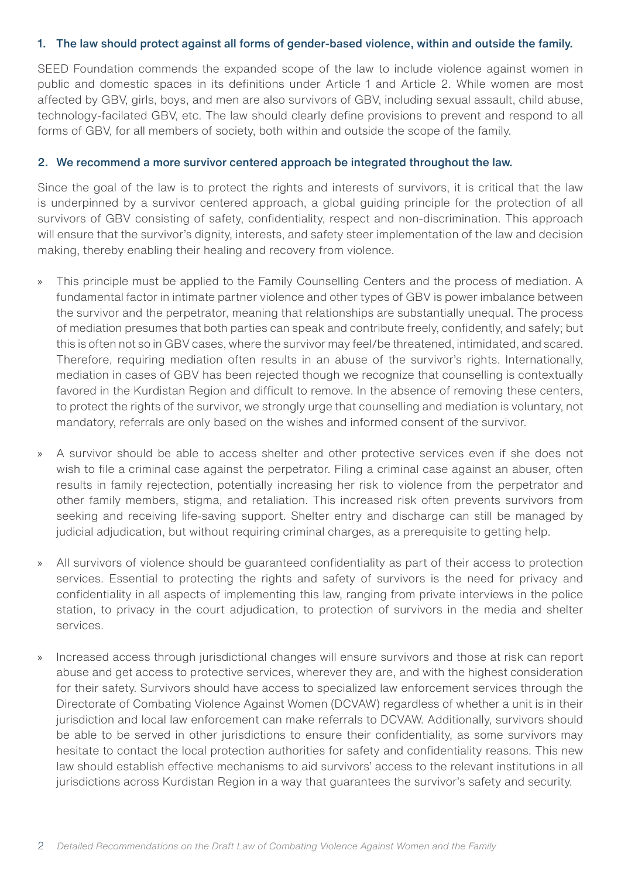1. **The law should protect against all forms of gender-based violence, within and outside the family.**

SEED Foundation commends the expanded scope of the law to include violence against women in public and domestic spaces in its definitions under Article 1 and Article 2. While women are most affected by GBV, girls, boys, and men are also survivors of GBV, including sexual assault, child abuse, technology-facilated GBV, etc. The law should clearly define provisions to prevent and respond to all forms of GBV, for all members of society, both within and outside the scope of the family.

2. **We recommend a more survivor centered approach be integrated throughout the law.**

Since the goal of the law is to protect the rights and interests of survivors, it is critical that the law is underpinned by a survivor centered approach, a global guiding principle for the protection of all survivors of GBV consisting of safety, confidentiality, respect and non-discrimination. This approach will ensure that the survivor's dignity, interests, and safety steer implementation of the law and decision making, thereby enabling their healing and recovery from violence.

» This principle must be applied to the Family Counselling Centers and the process of mediation. A fundamental factor in intimate partner violence and other types of GBV is power imbalance between the survivor and the perpetrator, meaning that relationships are substantially unequal. The process of mediation presumes that both parties can speak and contribute freely, confidently, and safely; but this is often not so in GBV cases, where the survivor may feel/be threatened, intimidated, and scared. Therefore, requiring mediation often results in an abuse of the survivor's rights. Internationally, mediation in cases of GBV has been rejected though we recognize that counselling is contextually favored in the Kurdistan Region and difficult to remove. In the absence of removing these centers, to protect the rights of the survivor, we strongly urge that counselling and mediation is voluntary, not mandatory, referrals are only based on the wishes and informed consent of the survivor.

» A survivor should be able to access shelter and other protective services even if she does not wish to file a criminal case against the perpetrator. Filing a criminal case against an abuser, often results in family rejectection, potentially increasing her risk to violence from the perpetrator and other family members, stigma, and retaliation. This increased risk often prevents survivors from seeking and receiving life-saving support. Shelter entry and discharge can still be managed by judicial adjudication, but without requiring criminal charges, as a prerequisite to getting help.

» All survivors of violence should be guaranteed confidentiality as part of their access to protection services. Essential to protecting the rights and safety of survivors is the need for privacy and confidentiality in all aspects of implementing this law, ranging from private interviews in the police station, to privacy in the court adjudication, to protection of survivors in the media and shelter services.

» Increased access through jurisdictional changes will ensure survivors and those at risk can report abuse and get access to protective services, wherever they are, and with the highest consideration for their safety. Survivors should have access to specialized law enforcement services through the Directorate of Combating Violence Against Women (DCVAW) regardless of whether a unit is in their jurisdiction and local law enforcement can make referrals to DCVAW. Additionally, survivors should be able to be served in other jurisdictions to ensure their confidentiality, as some survivors may hesitate to contact the local protection authorities for safety and confidentiality reasons. This new law should establish effective mechanisms to aid survivors' access to the relevant institutions in all jurisdictions across Kurdistan Region in a way that guarantees the survivor's safety and security.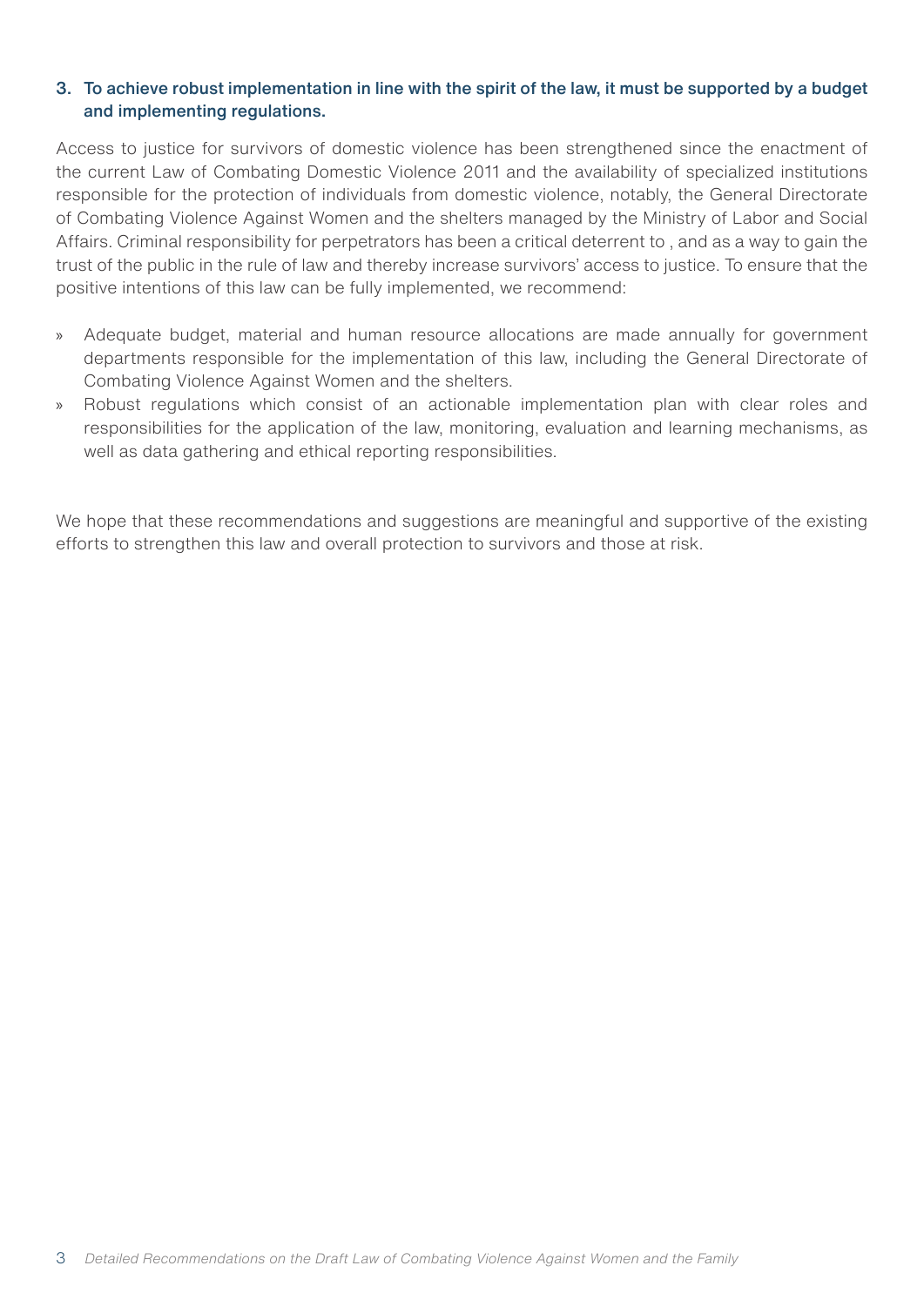### 3. To achieve robust implementation in line with the spirit of the law, it must be supported by a budget and implementing regulations.

Access to justice for survivors of domestic violence has been strengthened since the enactment of the current Law of Combating Domestic Violence 2011 and the availability of specialized institutions responsible for the protection of individuals from domestic violence, notably, the General Directorate of Combating Violence Against Women and the shelters managed by the Ministry of Labor and Social Affairs. Criminal responsibility for perpetrators has been a critical deterrent to , and as a way to gain the trust of the public in the rule of law and thereby increase survivors' access to justice. To ensure that the positive intentions of this law can be fully implemented, we recommend:

- Adequate budget, material and human resource allocations are made annually for government departments responsible for the implementation of this law, including the General Directorate of Combating Violence Against Women and the shelters.
- Robust regulations which consist of an actionable implementation plan with clear roles and responsibilities for the application of the law, monitoring, evaluation and learning mechanisms, as well as data gathering and ethical reporting responsibilities.

We hope that these recommendations and suggestions are meaningful and supportive of the existing efforts to strengthen this law and overall protection to survivors and those at risk.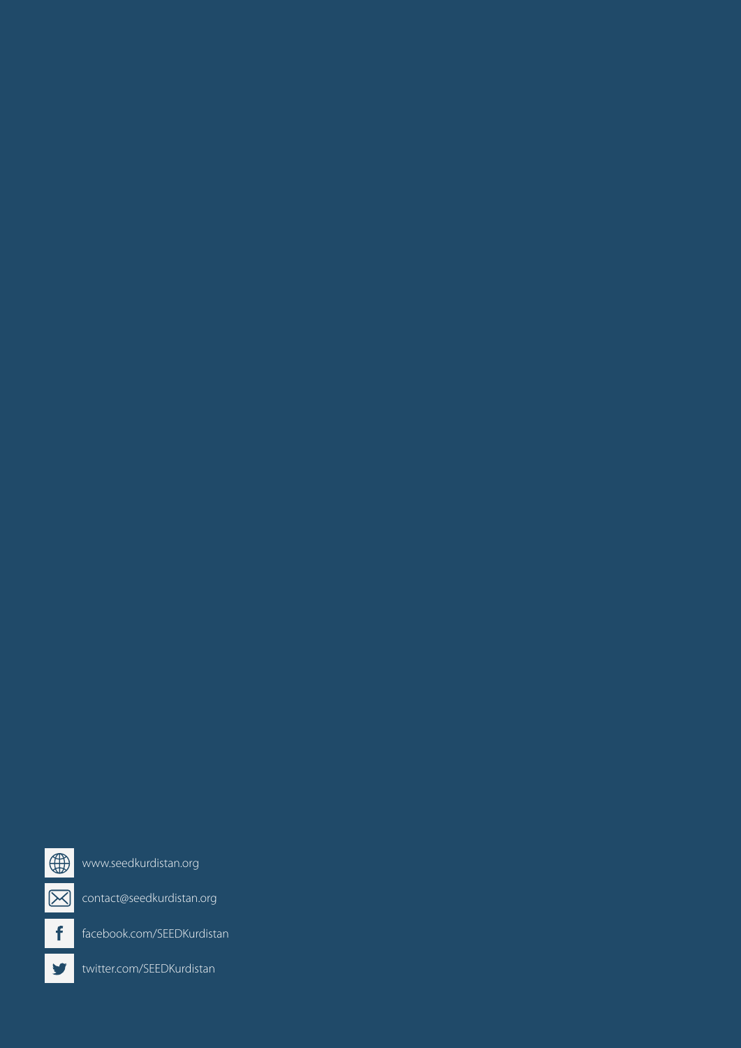www.seedkurdistan.org

contact@seedkurdistan.org

facebook.com/SEEDKurdistan

twitter.com/SEEDKurdistan